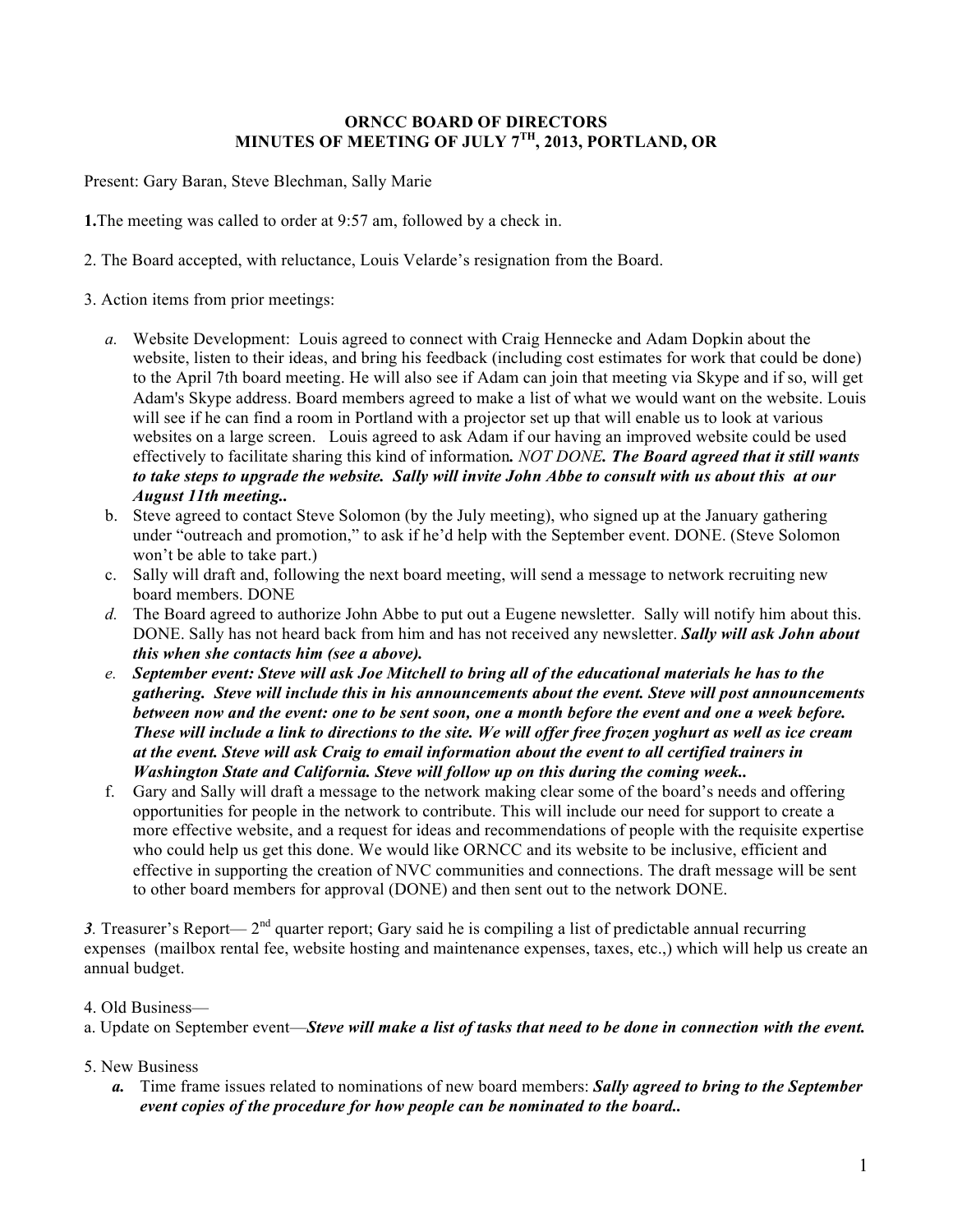# ORNCC BOARD OF DIRECTORS
## MINUTES OF MEETING OF JULY 7TH, 2013, PORTLAND, OR

Present: Gary Baran, Steve Blechman, Sally Marie

**1.**The meeting was called to order at 9:57 am, followed by a check in.

2. The Board accepted, with reluctance, Louis Velarde's resignation from the Board.

3. Action items from prior meetings:

   *a.* Website Development: Louis agreed to connect with Craig Hennecke and Adam Dopkin about the website, listen to their ideas, and bring his feedback (including cost estimates for work that could be done) to the April 7th board meeting. He will also see if Adam can join that meeting via Skype and if so, will get Adam's Skype address. Board members agreed to make a list of what we would want on the website. Louis will see if he can find a room in Portland with a projector set up that will enable us to look at various websites on a large screen. Louis agreed to ask Adam if our having an improved website could be used effectively to facilitate sharing this kind of information*.* *NOT DONE**. The Board agreed that it still wants to take steps to upgrade the website. Sally will invite John Abbe to consult with us about this at our August 11th meeting..***

   b. Steve agreed to contact Steve Solomon (by the July meeting), who signed up at the January gathering under "outreach and promotion," to ask if he'd help with the September event. DONE. (Steve Solomon won't be able to take part.)

   c. Sally will draft and, following the next board meeting, will send a message to network recruiting new board members. DONE

   *d.* The Board agreed to authorize John Abbe to put out a Eugene newsletter. Sally will notify him about this. DONE. Sally has not heard back from him and has not received any newsletter. ***Sally will ask John about this when she contacts him (see a above).***

   *e.* ***September event: Steve will ask Joe Mitchell to bring all of the educational materials he has to the gathering. Steve will include this in his announcements about the event. Steve will post announcements between now and the event: one to be sent soon, one a month before the event and one a week before. These will include a link to directions to the site. We will offer free frozen yoghurt as well as ice cream at the event. Steve will ask Craig to email information about the event to all certified trainers in Washington State and California. Steve will follow up on this during the coming week..***

   f. Gary and Sally will draft a message to the network making clear some of the board's needs and offering opportunities for people in the network to contribute. This will include our need for support to create a more effective website, and a request for ideas and recommendations of people with the requisite expertise who could help us get this done. We would like ORNCC and its website to be inclusive, efficient and effective in supporting the creation of NVC communities and connections. The draft message will be sent to other board members for approval (DONE) and then sent out to the network DONE.

*3*. Treasurer's Report— 2nd quarter report; Gary said he is compiling a list of predictable annual recurring expenses (mailbox rental fee, website hosting and maintenance expenses, taxes, etc.,) which will help us create an annual budget.

4. Old Business—

a. Update on September event—***Steve will make a list of tasks that need to be done in connection with the event.***

5. New Business

   ***a.*** Time frame issues related to nominations of new board members: ***Sally agreed to bring to the September event copies of the procedure for how people can be nominated to the board..***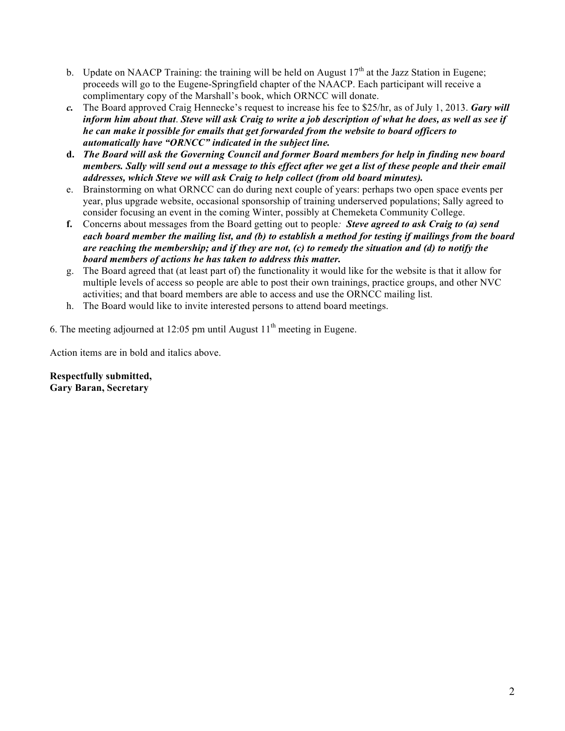b. Update on NAACP Training: the training will be held on August 17th at the Jazz Station in Eugene; proceeds will go to the Eugene-Springfield chapter of the NAACP. Each participant will receive a complimentary copy of the Marshall's book, which ORNCC will donate.

***c.*** The Board approved Craig Hennecke's request to increase his fee to $25/hr, as of July 1, 2013. ***Gary will inform him about that. Steve will ask Craig to write a job description of what he does, as well as see if he can make it possible for emails that get forwarded from the website to board officers to automatically have "ORNCC" indicated in the subject line.***

**d.** ***The Board will ask the Governing Council and former Board members for help in finding new board members. Sally will send out a message to this effect after we get a list of these people and their email addresses, which Steve we will ask Craig to help collect (from old board minutes).***

e. Brainstorming on what ORNCC can do during next couple of years: perhaps two open space events per year, plus upgrade website, occasional sponsorship of training underserved populations; Sally agreed to consider focusing an event in the coming Winter, possibly at Chemeketa Community College.

**f.** Concerns about messages from the Board getting out to people*:* ***Steve agreed to ask Craig to (a) send each board member the mailing list, and (b) to establish a method for testing if mailings from the board are reaching the membership; and if they are not, (c) to remedy the situation and (d) to notify the board members of actions he has taken to address this matter.***

g. The Board agreed that (at least part of) the functionality it would like for the website is that it allow for multiple levels of access so people are able to post their own trainings, practice groups, and other NVC activities; and that board members are able to access and use the ORNCC mailing list.

h. The Board would like to invite interested persons to attend board meetings.

6. The meeting adjourned at 12:05 pm until August 11th meeting in Eugene.

Action items are in bold and italics above.

**Respectfully submitted,**
**Gary Baran, Secretary**